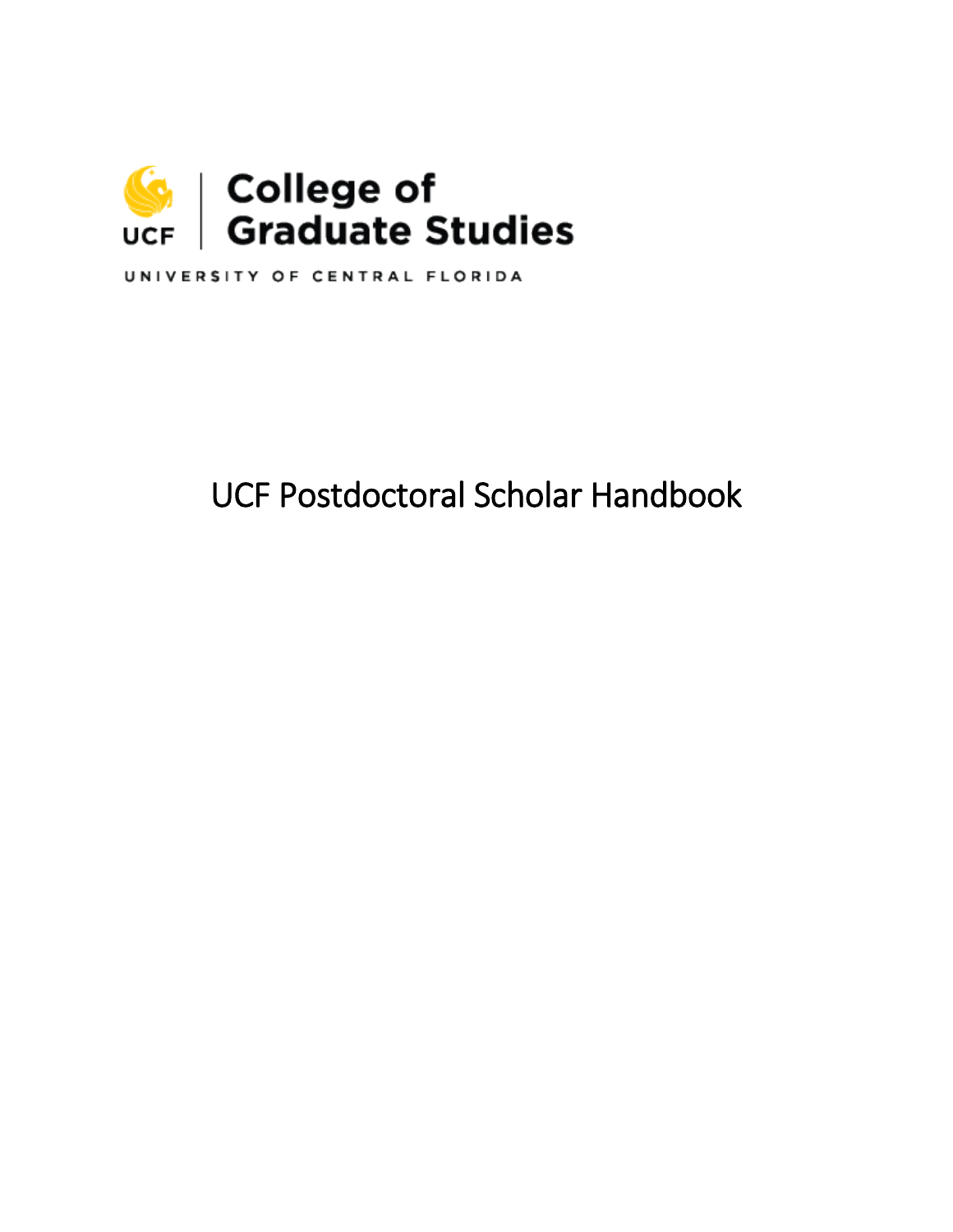UCF | College of Graduate Studies

UNIVERSITY OF CENTRAL FLORIDA

# UCF Postdoctoral Scholar Handbook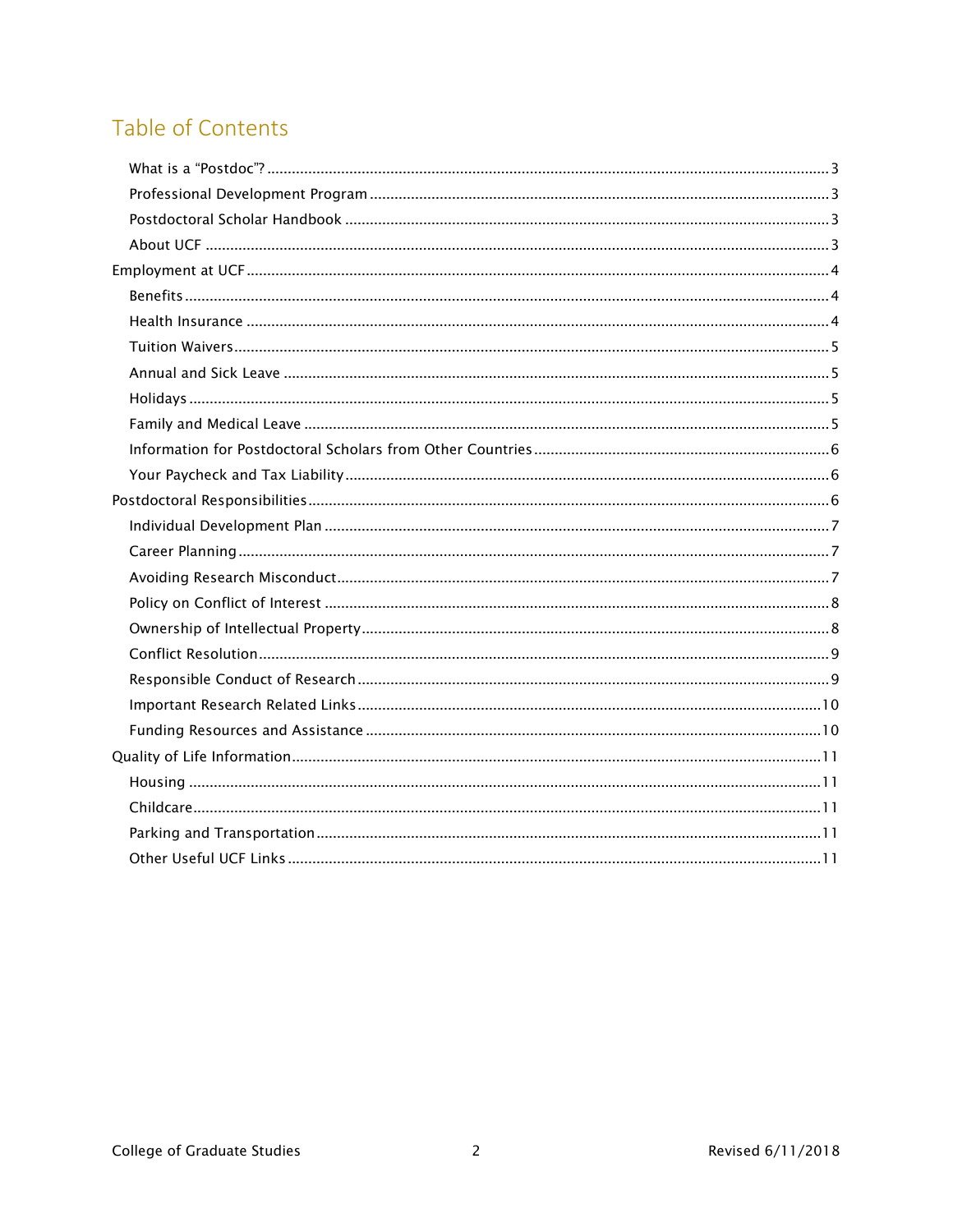# Table of Contents

- What is a "Postdoc"? ........ 3
- Professional Development Program ........ 3
- Postdoctoral Scholar Handbook ........ 3
- About UCF ........ 3

Employment at UCF ........ 4

- Benefits ........ 4
- Health Insurance ........ 4
- Tuition Waivers ........ 5
- Annual and Sick Leave ........ 5
- Holidays ........ 5
- Family and Medical Leave ........ 5
- Information for Postdoctoral Scholars from Other Countries ........ 6
- Your Paycheck and Tax Liability ........ 6

Postdoctoral Responsibilities ........ 6

- Individual Development Plan ........ 7
- Career Planning ........ 7
- Avoiding Research Misconduct ........ 7
- Policy on Conflict of Interest ........ 8
- Ownership of Intellectual Property ........ 8
- Conflict Resolution ........ 9
- Responsible Conduct of Research ........ 9
- Important Research Related Links ........ 10
- Funding Resources and Assistance ........ 10

Quality of Life Information ........ 11

- Housing ........ 11
- Childcare ........ 11
- Parking and Transportation ........ 11
- Other Useful UCF Links ........ 11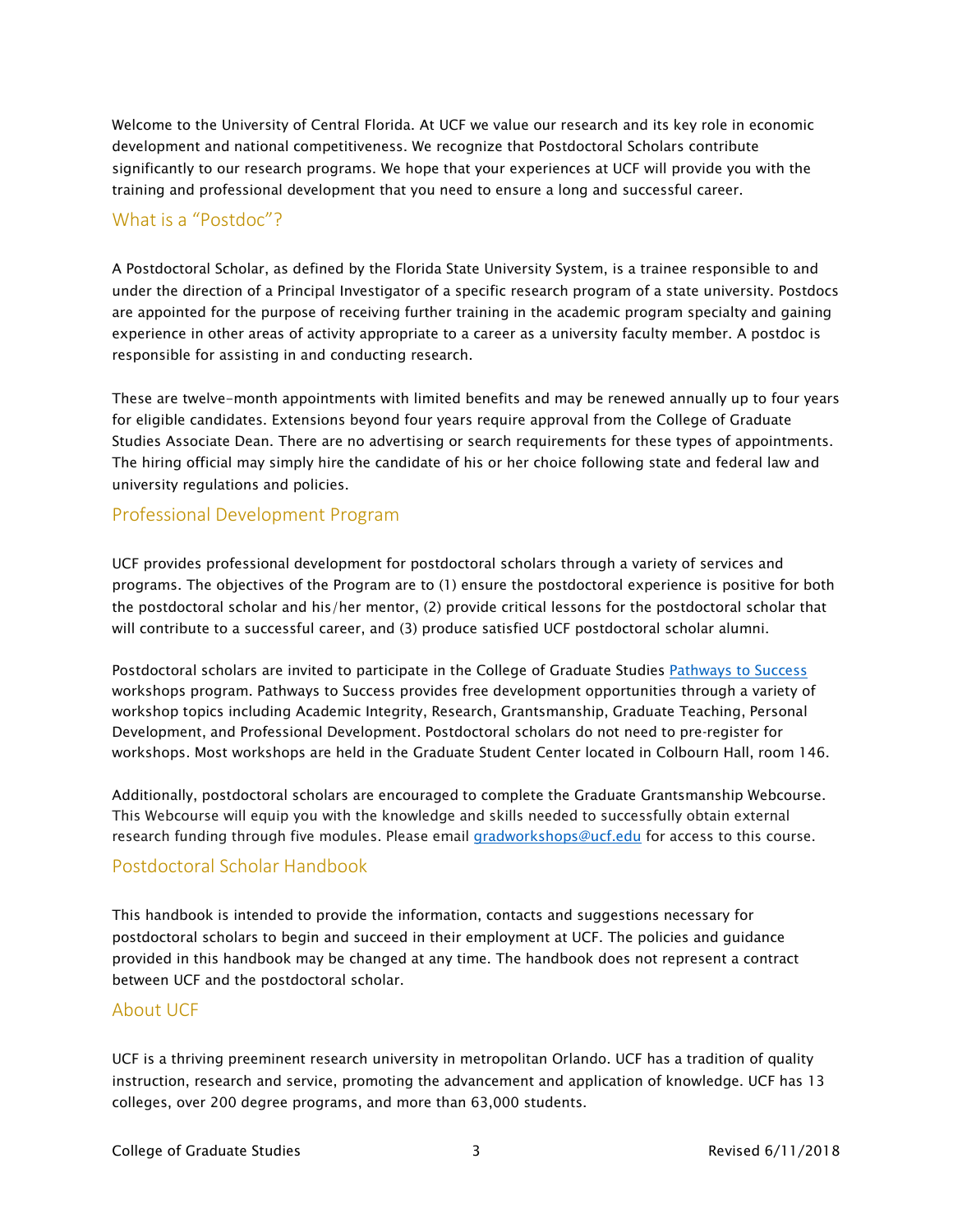Welcome to the University of Central Florida. At UCF we value our research and its key role in economic development and national competitiveness. We recognize that Postdoctoral Scholars contribute significantly to our research programs. We hope that your experiences at UCF will provide you with the training and professional development that you need to ensure a long and successful career.

## What is a "Postdoc"?

A Postdoctoral Scholar, as defined by the Florida State University System, is a trainee responsible to and under the direction of a Principal Investigator of a specific research program of a state university. Postdocs are appointed for the purpose of receiving further training in the academic program specialty and gaining experience in other areas of activity appropriate to a career as a university faculty member. A postdoc is responsible for assisting in and conducting research.

These are twelve-month appointments with limited benefits and may be renewed annually up to four years for eligible candidates. Extensions beyond four years require approval from the College of Graduate Studies Associate Dean. There are no advertising or search requirements for these types of appointments. The hiring official may simply hire the candidate of his or her choice following state and federal law and university regulations and policies.

## Professional Development Program

UCF provides professional development for postdoctoral scholars through a variety of services and programs. The objectives of the Program are to (1) ensure the postdoctoral experience is positive for both the postdoctoral scholar and his/her mentor, (2) provide critical lessons for the postdoctoral scholar that will contribute to a successful career, and (3) produce satisfied UCF postdoctoral scholar alumni.

Postdoctoral scholars are invited to participate in the College of Graduate Studies Pathways to Success workshops program. Pathways to Success provides free development opportunities through a variety of workshop topics including Academic Integrity, Research, Grantsmanship, Graduate Teaching, Personal Development, and Professional Development. Postdoctoral scholars do not need to pre-register for workshops. Most workshops are held in the Graduate Student Center located in Colbourn Hall, room 146.

Additionally, postdoctoral scholars are encouraged to complete the Graduate Grantsmanship Webcourse. This Webcourse will equip you with the knowledge and skills needed to successfully obtain external research funding through five modules. Please email gradworkshops@ucf.edu for access to this course.

## Postdoctoral Scholar Handbook

This handbook is intended to provide the information, contacts and suggestions necessary for postdoctoral scholars to begin and succeed in their employment at UCF. The policies and guidance provided in this handbook may be changed at any time. The handbook does not represent a contract between UCF and the postdoctoral scholar.

## About UCF

UCF is a thriving preeminent research university in metropolitan Orlando. UCF has a tradition of quality instruction, research and service, promoting the advancement and application of knowledge. UCF has 13 colleges, over 200 degree programs, and more than 63,000 students.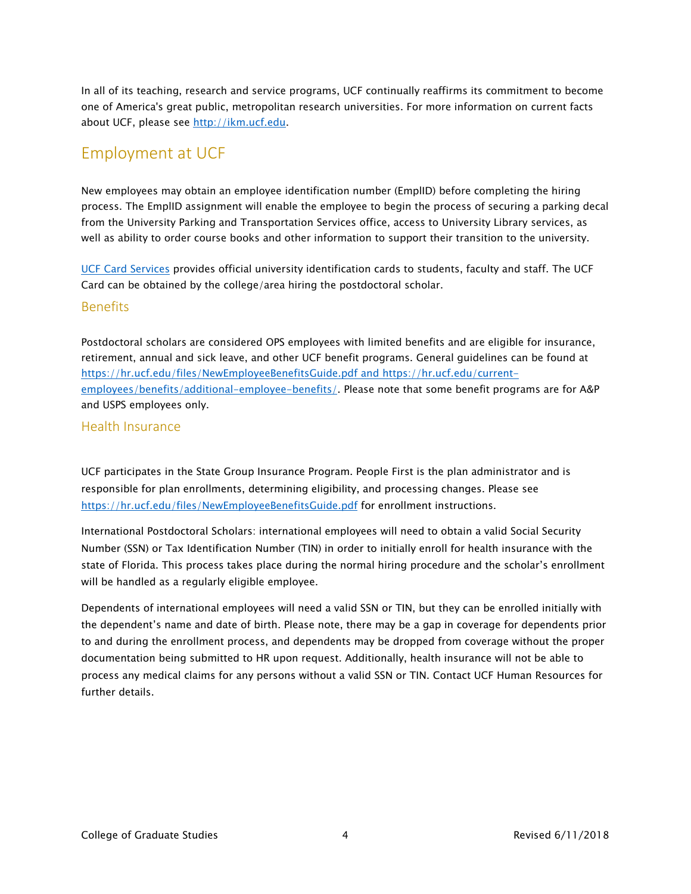In all of its teaching, research and service programs, UCF continually reaffirms its commitment to become one of America's great public, metropolitan research universities. For more information on current facts about UCF, please see [http://ikm.ucf.edu](http://ikm.ucf.edu).

## Employment at UCF

New employees may obtain an employee identification number (EmplID) before completing the hiring process. The EmplID assignment will enable the employee to begin the process of securing a parking decal from the University Parking and Transportation Services office, access to University Library services, as well as ability to order course books and other information to support their transition to the university.

[UCF Card Services](#) provides official university identification cards to students, faculty and staff. The UCF Card can be obtained by the college/area hiring the postdoctoral scholar.

### Benefits

Postdoctoral scholars are considered OPS employees with limited benefits and are eligible for insurance, retirement, annual and sick leave, and other UCF benefit programs. General guidelines can be found at [https://hr.ucf.edu/files/NewEmployeeBenefitsGuide.pdf](https://hr.ucf.edu/files/NewEmployeeBenefitsGuide.pdf) and [https://hr.ucf.edu/current-employees/benefits/additional-employee-benefits/](https://hr.ucf.edu/current-employees/benefits/additional-employee-benefits/). Please note that some benefit programs are for A&P and USPS employees only.

### Health Insurance

UCF participates in the State Group Insurance Program. People First is the plan administrator and is responsible for plan enrollments, determining eligibility, and processing changes. Please see [https://hr.ucf.edu/files/NewEmployeeBenefitsGuide.pdf](https://hr.ucf.edu/files/NewEmployeeBenefitsGuide.pdf) for enrollment instructions.

International Postdoctoral Scholars: international employees will need to obtain a valid Social Security Number (SSN) or Tax Identification Number (TIN) in order to initially enroll for health insurance with the state of Florida. This process takes place during the normal hiring procedure and the scholar's enrollment will be handled as a regularly eligible employee.

Dependents of international employees will need a valid SSN or TIN, but they can be enrolled initially with the dependent's name and date of birth. Please note, there may be a gap in coverage for dependents prior to and during the enrollment process, and dependents may be dropped from coverage without the proper documentation being submitted to HR upon request. Additionally, health insurance will not be able to process any medical claims for any persons without a valid SSN or TIN. Contact UCF Human Resources for further details.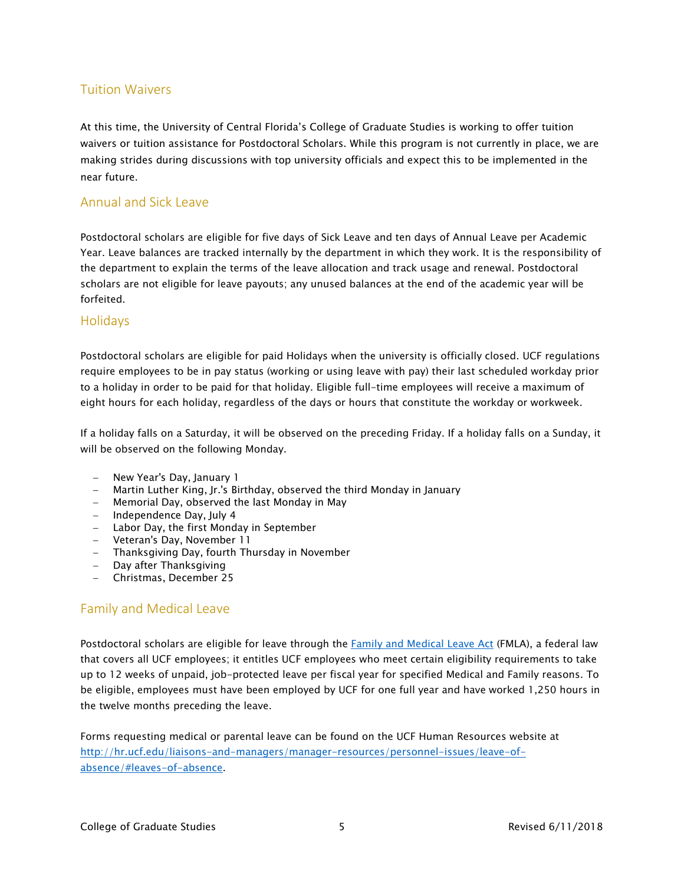## Tuition Waivers

At this time, the University of Central Florida's College of Graduate Studies is working to offer tuition waivers or tuition assistance for Postdoctoral Scholars. While this program is not currently in place, we are making strides during discussions with top university officials and expect this to be implemented in the near future.

## Annual and Sick Leave

Postdoctoral scholars are eligible for five days of Sick Leave and ten days of Annual Leave per Academic Year. Leave balances are tracked internally by the department in which they work. It is the responsibility of the department to explain the terms of the leave allocation and track usage and renewal. Postdoctoral scholars are not eligible for leave payouts; any unused balances at the end of the academic year will be forfeited.

## Holidays

Postdoctoral scholars are eligible for paid Holidays when the university is officially closed. UCF regulations require employees to be in pay status (working or using leave with pay) their last scheduled workday prior to a holiday in order to be paid for that holiday. Eligible full-time employees will receive a maximum of eight hours for each holiday, regardless of the days or hours that constitute the workday or workweek.

If a holiday falls on a Saturday, it will be observed on the preceding Friday. If a holiday falls on a Sunday, it will be observed on the following Monday.

- New Year's Day, January 1
- Martin Luther King, Jr.'s Birthday, observed the third Monday in January
- Memorial Day, observed the last Monday in May
- Independence Day, July 4
- Labor Day, the first Monday in September
- Veteran's Day, November 11
- Thanksgiving Day, fourth Thursday in November
- Day after Thanksgiving
- Christmas, December 25

## Family and Medical Leave

Postdoctoral scholars are eligible for leave through the Family and Medical Leave Act (FMLA), a federal law that covers all UCF employees; it entitles UCF employees who meet certain eligibility requirements to take up to 12 weeks of unpaid, job-protected leave per fiscal year for specified Medical and Family reasons. To be eligible, employees must have been employed by UCF for one full year and have worked 1,250 hours in the twelve months preceding the leave.

Forms requesting medical or parental leave can be found on the UCF Human Resources website at http://hr.ucf.edu/liaisons-and-managers/manager-resources/personnel-issues/leave-of-absence/#leaves-of-absence.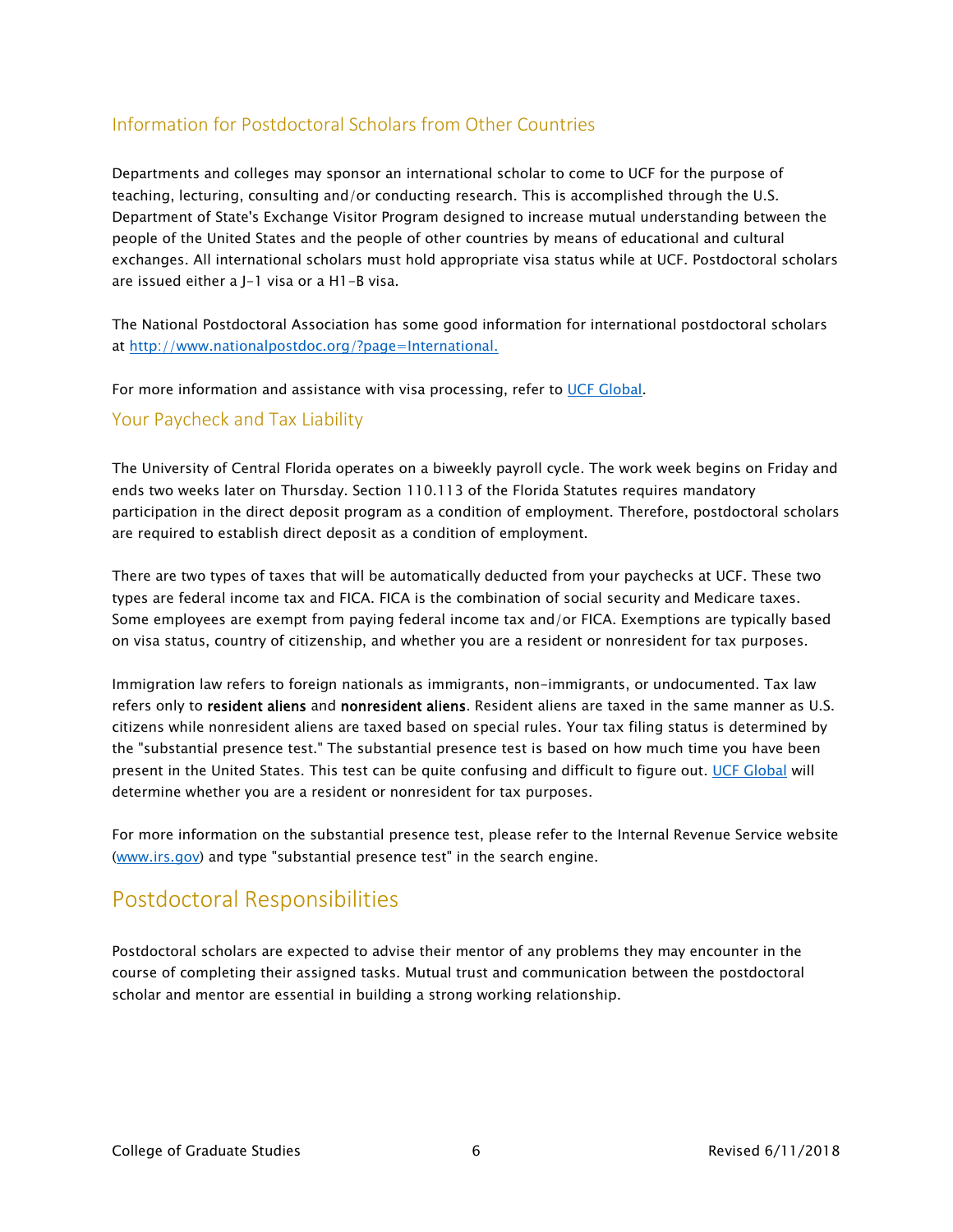### Information for Postdoctoral Scholars from Other Countries

Departments and colleges may sponsor an international scholar to come to UCF for the purpose of teaching, lecturing, consulting and/or conducting research. This is accomplished through the U.S. Department of State's Exchange Visitor Program designed to increase mutual understanding between the people of the United States and the people of other countries by means of educational and cultural exchanges. All international scholars must hold appropriate visa status while at UCF. Postdoctoral scholars are issued either a J-1 visa or a H1-B visa.

The National Postdoctoral Association has some good information for international postdoctoral scholars at [http://www.nationalpostdoc.org/?page=International.](http://www.nationalpostdoc.org/?page=International)

For more information and assistance with visa processing, refer to UCF Global.

### Your Paycheck and Tax Liability

The University of Central Florida operates on a biweekly payroll cycle. The work week begins on Friday and ends two weeks later on Thursday. Section 110.113 of the Florida Statutes requires mandatory participation in the direct deposit program as a condition of employment. Therefore, postdoctoral scholars are required to establish direct deposit as a condition of employment.

There are two types of taxes that will be automatically deducted from your paychecks at UCF. These two types are federal income tax and FICA. FICA is the combination of social security and Medicare taxes. Some employees are exempt from paying federal income tax and/or FICA. Exemptions are typically based on visa status, country of citizenship, and whether you are a resident or nonresident for tax purposes.

Immigration law refers to foreign nationals as immigrants, non-immigrants, or undocumented. Tax law refers only to **resident aliens** and **nonresident aliens**. Resident aliens are taxed in the same manner as U.S. citizens while nonresident aliens are taxed based on special rules. Your tax filing status is determined by the "substantial presence test." The substantial presence test is based on how much time you have been present in the United States. This test can be quite confusing and difficult to figure out. UCF Global will determine whether you are a resident or nonresident for tax purposes.

For more information on the substantial presence test, please refer to the Internal Revenue Service website ([www.irs.gov](http://www.irs.gov)) and type "substantial presence test" in the search engine.

## Postdoctoral Responsibilities

Postdoctoral scholars are expected to advise their mentor of any problems they may encounter in the course of completing their assigned tasks. Mutual trust and communication between the postdoctoral scholar and mentor are essential in building a strong working relationship.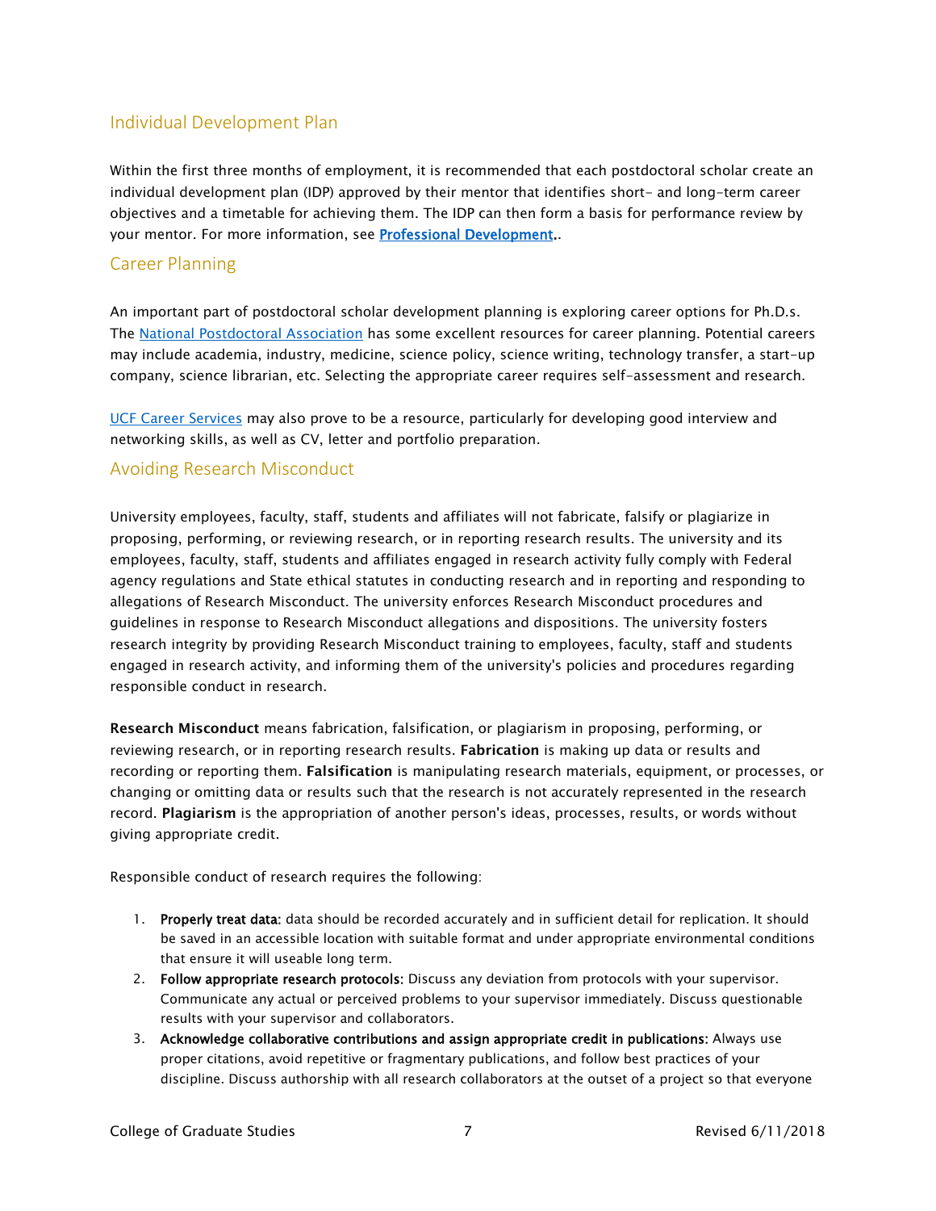## Individual Development Plan

Within the first three months of employment, it is recommended that each postdoctoral scholar create an individual development plan (IDP) approved by their mentor that identifies short- and long-term career objectives and a timetable for achieving them. The IDP can then form a basis for performance review by your mentor. For more information, see **Professional Development**..

## Career Planning

An important part of postdoctoral scholar development planning is exploring career options for Ph.D.s. The National Postdoctoral Association has some excellent resources for career planning. Potential careers may include academia, industry, medicine, science policy, science writing, technology transfer, a start-up company, science librarian, etc. Selecting the appropriate career requires self-assessment and research.

UCF Career Services may also prove to be a resource, particularly for developing good interview and networking skills, as well as CV, letter and portfolio preparation.

## Avoiding Research Misconduct

University employees, faculty, staff, students and affiliates will not fabricate, falsify or plagiarize in proposing, performing, or reviewing research, or in reporting research results. The university and its employees, faculty, staff, students and affiliates engaged in research activity fully comply with Federal agency regulations and State ethical statutes in conducting research and in reporting and responding to allegations of Research Misconduct. The university enforces Research Misconduct procedures and guidelines in response to Research Misconduct allegations and dispositions. The university fosters research integrity by providing Research Misconduct training to employees, faculty, staff and students engaged in research activity, and informing them of the university's policies and procedures regarding responsible conduct in research.

**Research Misconduct** means fabrication, falsification, or plagiarism in proposing, performing, or reviewing research, or in reporting research results. **Fabrication** is making up data or results and recording or reporting them. **Falsification** is manipulating research materials, equipment, or processes, or changing or omitting data or results such that the research is not accurately represented in the research record. **Plagiarism** is the appropriation of another person's ideas, processes, results, or words without giving appropriate credit.

Responsible conduct of research requires the following:

1. **Properly treat data:** data should be recorded accurately and in sufficient detail for replication. It should be saved in an accessible location with suitable format and under appropriate environmental conditions that ensure it will useable long term.
2. **Follow appropriate research protocols:** Discuss any deviation from protocols with your supervisor. Communicate any actual or perceived problems to your supervisor immediately. Discuss questionable results with your supervisor and collaborators.
3. **Acknowledge collaborative contributions and assign appropriate credit in publications:** Always use proper citations, avoid repetitive or fragmentary publications, and follow best practices of your discipline. Discuss authorship with all research collaborators at the outset of a project so that everyone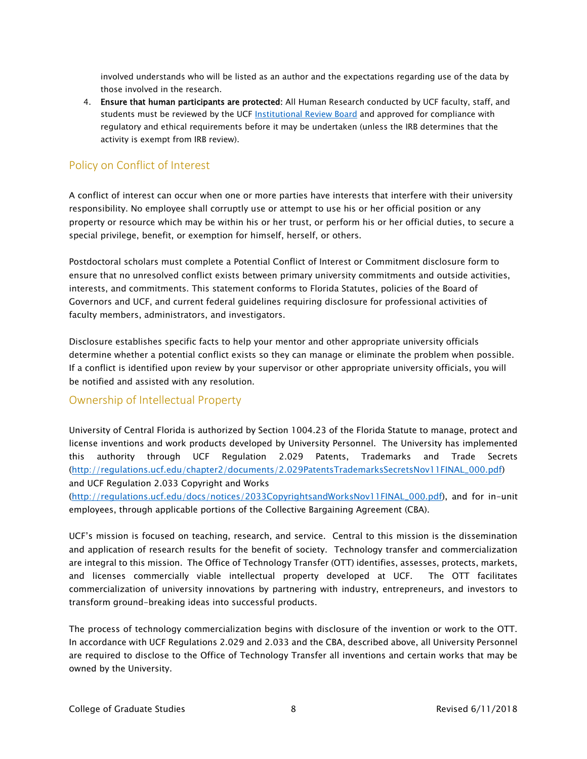involved understands who will be listed as an author and the expectations regarding use of the data by those involved in the research.

4. **Ensure that human participants are protected:** All Human Research conducted by UCF faculty, staff, and students must be reviewed by the UCF [Institutional Review Board] and approved for compliance with regulatory and ethical requirements before it may be undertaken (unless the IRB determines that the activity is exempt from IRB review).

## Policy on Conflict of Interest

A conflict of interest can occur when one or more parties have interests that interfere with their university responsibility. No employee shall corruptly use or attempt to use his or her official position or any property or resource which may be within his or her trust, or perform his or her official duties, to secure a special privilege, benefit, or exemption for himself, herself, or others.

Postdoctoral scholars must complete a Potential Conflict of Interest or Commitment disclosure form to ensure that no unresolved conflict exists between primary university commitments and outside activities, interests, and commitments. This statement conforms to Florida Statutes, policies of the Board of Governors and UCF, and current federal guidelines requiring disclosure for professional activities of faculty members, administrators, and investigators.

Disclosure establishes specific facts to help your mentor and other appropriate university officials determine whether a potential conflict exists so they can manage or eliminate the problem when possible. If a conflict is identified upon review by your supervisor or other appropriate university officials, you will be notified and assisted with any resolution.

## Ownership of Intellectual Property

University of Central Florida is authorized by Section 1004.23 of the Florida Statute to manage, protect and license inventions and work products developed by University Personnel. The University has implemented this authority through UCF Regulation 2.029 Patents, Trademarks and Trade Secrets (http://regulations.ucf.edu/chapter2/documents/2.029PatentsTrademarksSecretsNov11FINAL_000.pdf) and UCF Regulation 2.033 Copyright and Works (http://regulations.ucf.edu/docs/notices/2033CopyrightsandWorksNov11FINAL_000.pdf), and for in-unit employees, through applicable portions of the Collective Bargaining Agreement (CBA).

UCF's mission is focused on teaching, research, and service. Central to this mission is the dissemination and application of research results for the benefit of society. Technology transfer and commercialization are integral to this mission. The Office of Technology Transfer (OTT) identifies, assesses, protects, markets, and licenses commercially viable intellectual property developed at UCF. The OTT facilitates commercialization of university innovations by partnering with industry, entrepreneurs, and investors to transform ground-breaking ideas into successful products.

The process of technology commercialization begins with disclosure of the invention or work to the OTT. In accordance with UCF Regulations 2.029 and 2.033 and the CBA, described above, all University Personnel are required to disclose to the Office of Technology Transfer all inventions and certain works that may be owned by the University.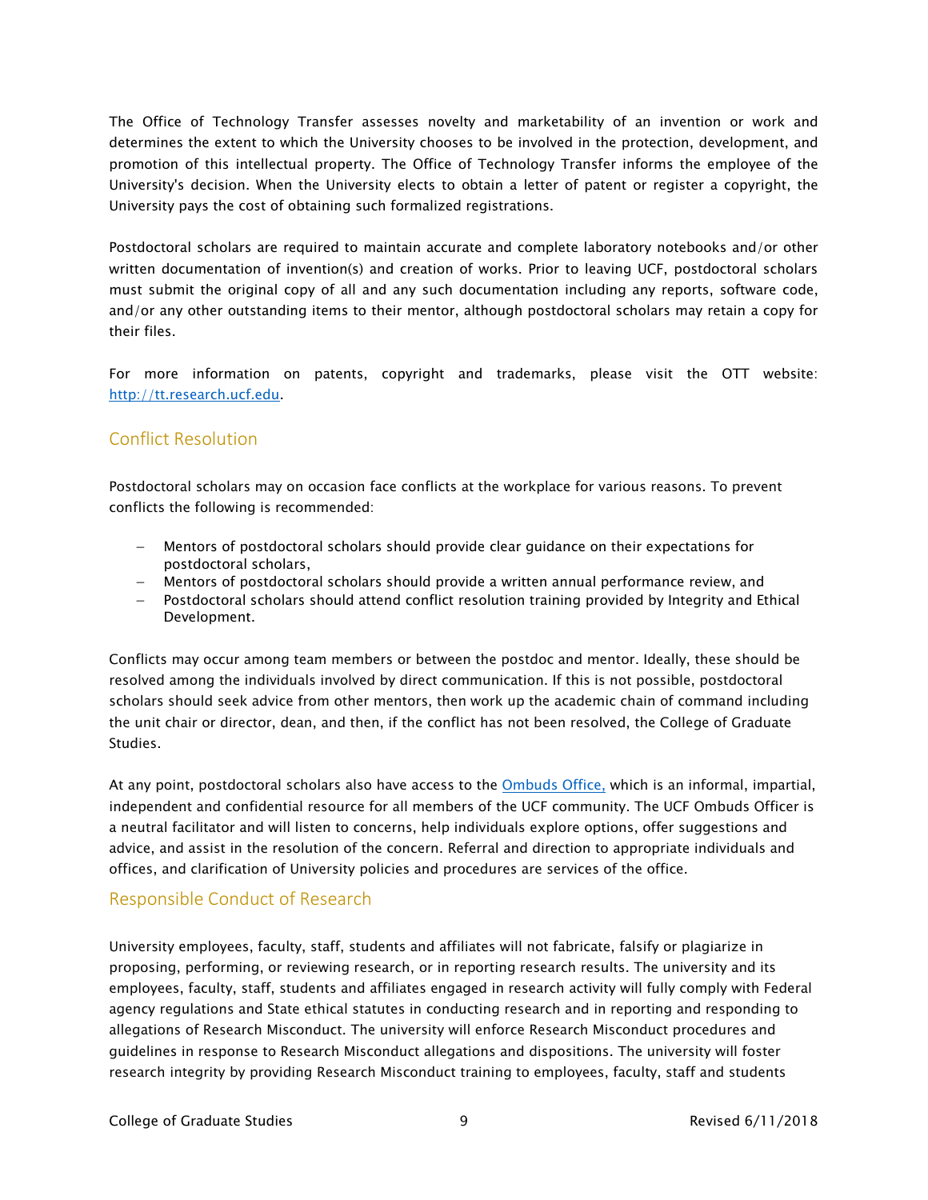The Office of Technology Transfer assesses novelty and marketability of an invention or work and determines the extent to which the University chooses to be involved in the protection, development, and promotion of this intellectual property. The Office of Technology Transfer informs the employee of the University's decision. When the University elects to obtain a letter of patent or register a copyright, the University pays the cost of obtaining such formalized registrations.

Postdoctoral scholars are required to maintain accurate and complete laboratory notebooks and/or other written documentation of invention(s) and creation of works. Prior to leaving UCF, postdoctoral scholars must submit the original copy of all and any such documentation including any reports, software code, and/or any other outstanding items to their mentor, although postdoctoral scholars may retain a copy for their files.

For more information on patents, copyright and trademarks, please visit the OTT website: http://tt.research.ucf.edu.

## Conflict Resolution

Postdoctoral scholars may on occasion face conflicts at the workplace for various reasons. To prevent conflicts the following is recommended:

- Mentors of postdoctoral scholars should provide clear guidance on their expectations for postdoctoral scholars,
- Mentors of postdoctoral scholars should provide a written annual performance review, and
- Postdoctoral scholars should attend conflict resolution training provided by Integrity and Ethical Development.

Conflicts may occur among team members or between the postdoc and mentor. Ideally, these should be resolved among the individuals involved by direct communication. If this is not possible, postdoctoral scholars should seek advice from other mentors, then work up the academic chain of command including the unit chair or director, dean, and then, if the conflict has not been resolved, the College of Graduate Studies.

At any point, postdoctoral scholars also have access to the Ombuds Office, which is an informal, impartial, independent and confidential resource for all members of the UCF community. The UCF Ombuds Officer is a neutral facilitator and will listen to concerns, help individuals explore options, offer suggestions and advice, and assist in the resolution of the concern. Referral and direction to appropriate individuals and offices, and clarification of University policies and procedures are services of the office.

## Responsible Conduct of Research

University employees, faculty, staff, students and affiliates will not fabricate, falsify or plagiarize in proposing, performing, or reviewing research, or in reporting research results. The university and its employees, faculty, staff, students and affiliates engaged in research activity will fully comply with Federal agency regulations and State ethical statutes in conducting research and in reporting and responding to allegations of Research Misconduct. The university will enforce Research Misconduct procedures and guidelines in response to Research Misconduct allegations and dispositions. The university will foster research integrity by providing Research Misconduct training to employees, faculty, staff and students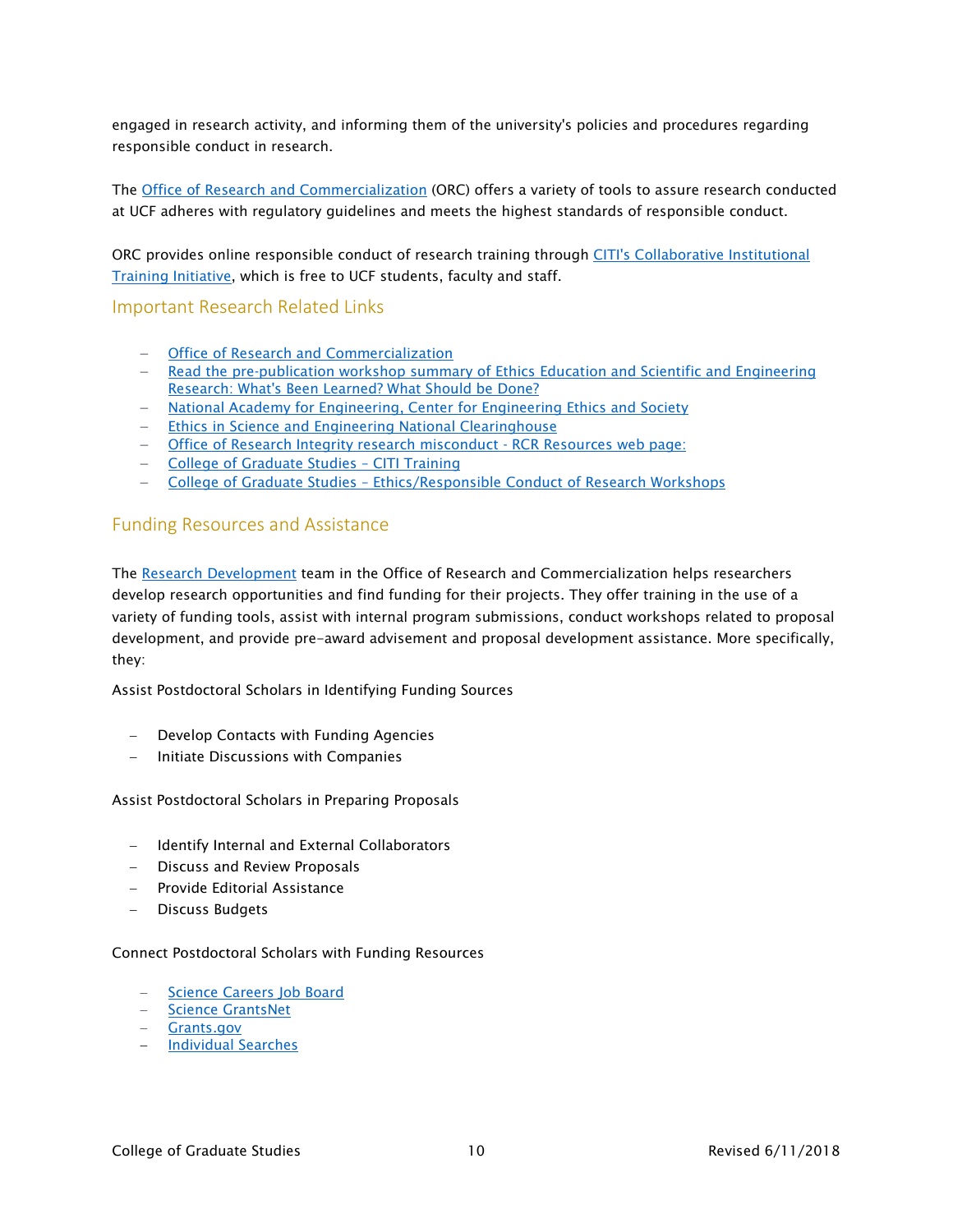engaged in research activity, and informing them of the university's policies and procedures regarding responsible conduct in research.

The Office of Research and Commercialization (ORC) offers a variety of tools to assure research conducted at UCF adheres with regulatory guidelines and meets the highest standards of responsible conduct.

ORC provides online responsible conduct of research training through CITI's Collaborative Institutional Training Initiative, which is free to UCF students, faculty and staff.

## Important Research Related Links

- Office of Research and Commercialization
- Read the pre-publication workshop summary of Ethics Education and Scientific and Engineering Research: What's Been Learned? What Should be Done?
- National Academy for Engineering, Center for Engineering Ethics and Society
- Ethics in Science and Engineering National Clearinghouse
- Office of Research Integrity research misconduct - RCR Resources web page:
- College of Graduate Studies – CITI Training
- College of Graduate Studies – Ethics/Responsible Conduct of Research Workshops

## Funding Resources and Assistance

The Research Development team in the Office of Research and Commercialization helps researchers develop research opportunities and find funding for their projects. They offer training in the use of a variety of funding tools, assist with internal program submissions, conduct workshops related to proposal development, and provide pre-award advisement and proposal development assistance. More specifically, they:

Assist Postdoctoral Scholars in Identifying Funding Sources

- Develop Contacts with Funding Agencies
- Initiate Discussions with Companies

Assist Postdoctoral Scholars in Preparing Proposals

- Identify Internal and External Collaborators
- Discuss and Review Proposals
- Provide Editorial Assistance
- Discuss Budgets

Connect Postdoctoral Scholars with Funding Resources

- Science Careers Job Board
- Science GrantsNet
- Grants.gov
- Individual Searches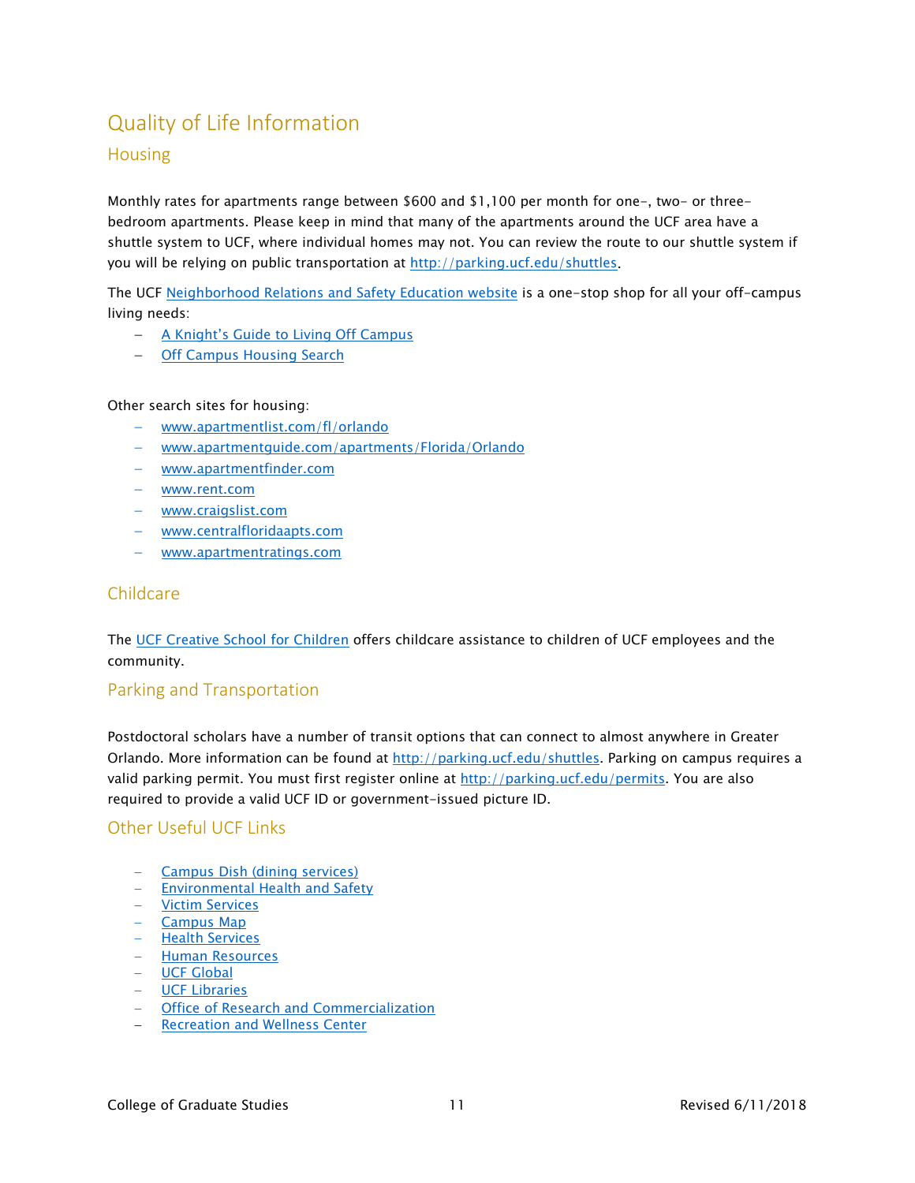# Quality of Life Information

## Housing

Monthly rates for apartments range between $600 and $1,100 per month for one-, two- or three-bedroom apartments. Please keep in mind that many of the apartments around the UCF area have a shuttle system to UCF, where individual homes may not. You can review the route to our shuttle system if you will be relying on public transportation at http://parking.ucf.edu/shuttles.

The UCF Neighborhood Relations and Safety Education website is a one-stop shop for all your off-campus living needs:

- A Knight's Guide to Living Off Campus
- Off Campus Housing Search

Other search sites for housing:

- www.apartmentlist.com/fl/orlando
- www.apartmentguide.com/apartments/Florida/Orlando
- www.apartmentfinder.com
- www.rent.com
- www.craigslist.com
- www.centralfloridaapts.com
- www.apartmentratings.com

## Childcare

The UCF Creative School for Children offers childcare assistance to children of UCF employees and the community.

## Parking and Transportation

Postdoctoral scholars have a number of transit options that can connect to almost anywhere in Greater Orlando. More information can be found at http://parking.ucf.edu/shuttles. Parking on campus requires a valid parking permit. You must first register online at http://parking.ucf.edu/permits. You are also required to provide a valid UCF ID or government-issued picture ID.

## Other Useful UCF Links

- Campus Dish (dining services)
- Environmental Health and Safety
- Victim Services
- Campus Map
- Health Services
- Human Resources
- UCF Global
- UCF Libraries
- Office of Research and Commercialization
- Recreation and Wellness Center